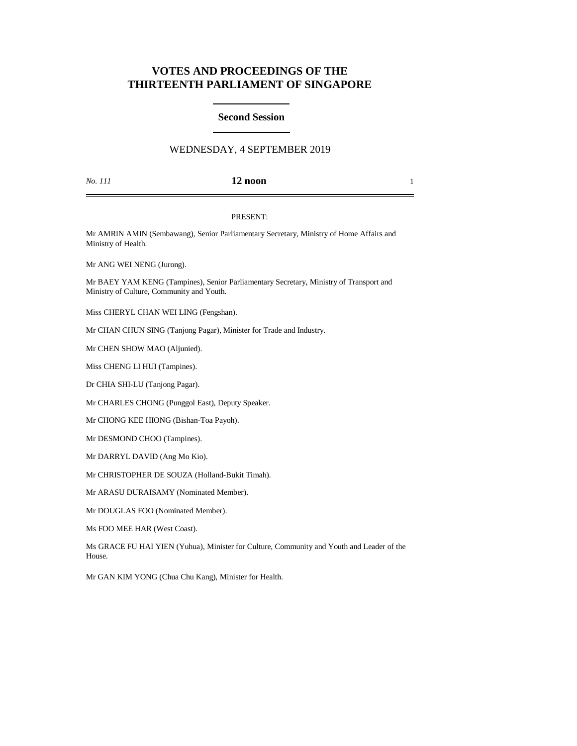# VOTES AND PROCEEDINGS OF THE THIRTEENTH PARLIAMENT OF SINGAPORE

## Second Session

WEDNESDAY, 4 SEPTEMBER 2019

*No. 111* **12 noon**

PRESENT:

Mr AMRIN AMIN (Sembawang), Senior Parliamentary Secretary, Ministry of Home Affairs and Ministry of Health.

Mr ANG WEI NENG (Jurong).

Mr BAEY YAM KENG (Tampines), Senior Parliamentary Secretary, Ministry of Transport and Ministry of Culture, Community and Youth.

Miss CHERYL CHAN WEI LING (Fengshan).

Mr CHAN CHUN SING (Tanjong Pagar), Minister for Trade and Industry.

Mr CHEN SHOW MAO (Aljunied).

Miss CHENG LI HUI (Tampines).

Dr CHIA SHI-LU (Tanjong Pagar).

Mr CHARLES CHONG (Punggol East), Deputy Speaker.

Mr CHONG KEE HIONG (Bishan-Toa Payoh).

Mr DESMOND CHOO (Tampines).

Mr DARRYL DAVID (Ang Mo Kio).

Mr CHRISTOPHER DE SOUZA (Holland-Bukit Timah).

Mr ARASU DURAISAMY (Nominated Member).

Mr DOUGLAS FOO (Nominated Member).

Ms FOO MEE HAR (West Coast).

Ms GRACE FU HAI YIEN (Yuhua), Minister for Culture, Community and Youth and Leader of the House.

Mr GAN KIM YONG (Chua Chu Kang), Minister for Health.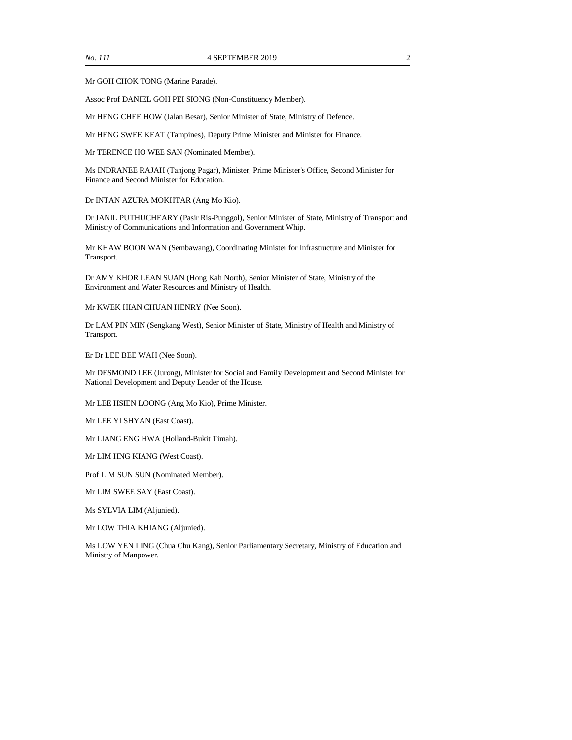Mr GOH CHOK TONG (Marine Parade).

Assoc Prof DANIEL GOH PEI SIONG (Non-Constituency Member).

Mr HENG CHEE HOW (Jalan Besar), Senior Minister of State, Ministry of Defence.

Mr HENG SWEE KEAT (Tampines), Deputy Prime Minister and Minister for Finance.

Mr TERENCE HO WEE SAN (Nominated Member).

Ms INDRANEE RAJAH (Tanjong Pagar), Minister, Prime Minister's Office, Second Minister for Finance and Second Minister for Education.

Dr INTAN AZURA MOKHTAR (Ang Mo Kio).

Dr JANIL PUTHUCHEARY (Pasir Ris-Punggol), Senior Minister of State, Ministry of Transport and Ministry of Communications and Information and Government Whip.

Mr KHAW BOON WAN (Sembawang), Coordinating Minister for Infrastructure and Minister for Transport.

Dr AMY KHOR LEAN SUAN (Hong Kah North), Senior Minister of State, Ministry of the Environment and Water Resources and Ministry of Health.

Mr KWEK HIAN CHUAN HENRY (Nee Soon).

Dr LAM PIN MIN (Sengkang West), Senior Minister of State, Ministry of Health and Ministry of Transport.

Er Dr LEE BEE WAH (Nee Soon).

Mr DESMOND LEE (Jurong), Minister for Social and Family Development and Second Minister for National Development and Deputy Leader of the House.

Mr LEE HSIEN LOONG (Ang Mo Kio), Prime Minister.

Mr LEE YI SHYAN (East Coast).

Mr LIANG ENG HWA (Holland-Bukit Timah).

Mr LIM HNG KIANG (West Coast).

Prof LIM SUN SUN (Nominated Member).

Mr LIM SWEE SAY (East Coast).

Ms SYLVIA LIM (Aljunied).

Mr LOW THIA KHIANG (Aljunied).

Ms LOW YEN LING (Chua Chu Kang), Senior Parliamentary Secretary, Ministry of Education and Ministry of Manpower.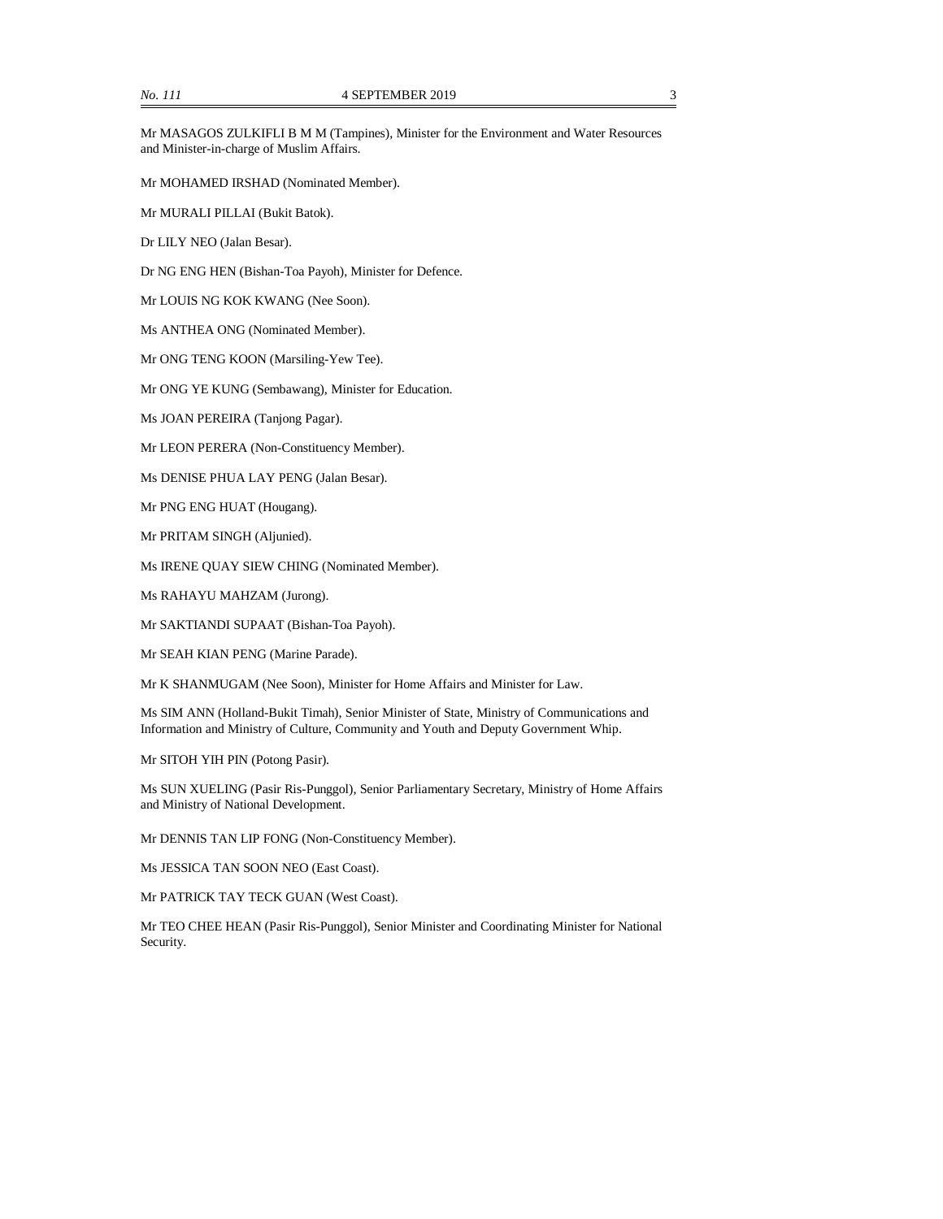Mr MASAGOS ZULKIFLI B M M (Tampines), Minister for the Environment and Water Resources and Minister-in-charge of Muslim Affairs.

Mr MOHAMED IRSHAD (Nominated Member).

Mr MURALI PILLAI (Bukit Batok).

Dr LILY NEO (Jalan Besar).

Dr NG ENG HEN (Bishan-Toa Payoh), Minister for Defence.

Mr LOUIS NG KOK KWANG (Nee Soon).

Ms ANTHEA ONG (Nominated Member).

Mr ONG TENG KOON (Marsiling-Yew Tee).

Mr ONG YE KUNG (Sembawang), Minister for Education.

Ms JOAN PEREIRA (Tanjong Pagar).

Mr LEON PERERA (Non-Constituency Member).

Ms DENISE PHUA LAY PENG (Jalan Besar).

Mr PNG ENG HUAT (Hougang).

Mr PRITAM SINGH (Aljunied).

Ms IRENE QUAY SIEW CHING (Nominated Member).

Ms RAHAYU MAHZAM (Jurong).

Mr SAKTIANDI SUPAAT (Bishan-Toa Payoh).

Mr SEAH KIAN PENG (Marine Parade).

Mr K SHANMUGAM (Nee Soon), Minister for Home Affairs and Minister for Law.

Ms SIM ANN (Holland-Bukit Timah), Senior Minister of State, Ministry of Communications and Information and Ministry of Culture, Community and Youth and Deputy Government Whip.

Mr SITOH YIH PIN (Potong Pasir).

Ms SUN XUELING (Pasir Ris-Punggol), Senior Parliamentary Secretary, Ministry of Home Affairs and Ministry of National Development.

Mr DENNIS TAN LIP FONG (Non-Constituency Member).

Ms JESSICA TAN SOON NEO (East Coast).

Mr PATRICK TAY TECK GUAN (West Coast).

Mr TEO CHEE HEAN (Pasir Ris-Punggol), Senior Minister and Coordinating Minister for National Security.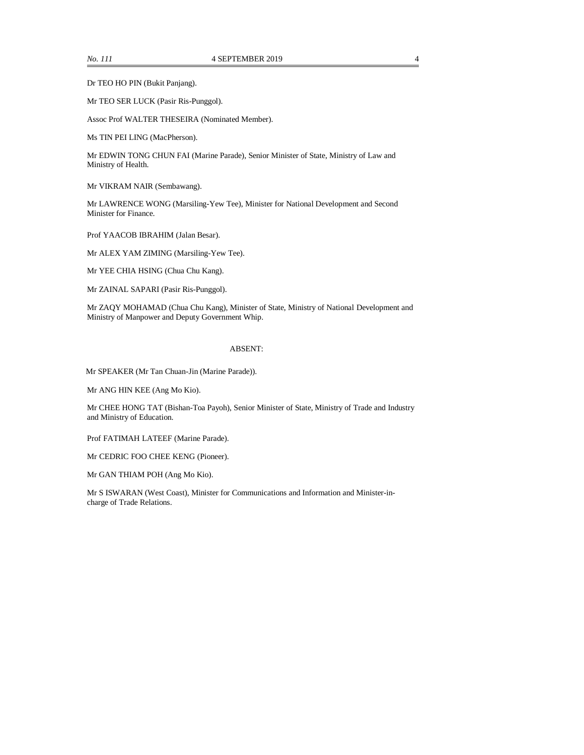Dr TEO HO PIN (Bukit Panjang).

Mr TEO SER LUCK (Pasir Ris-Punggol).

Assoc Prof WALTER THESEIRA (Nominated Member).

Ms TIN PEI LING (MacPherson).

Mr EDWIN TONG CHUN FAI (Marine Parade), Senior Minister of State, Ministry of Law and Ministry of Health.

Mr VIKRAM NAIR (Sembawang).

Mr LAWRENCE WONG (Marsiling-Yew Tee), Minister for National Development and Second Minister for Finance.

Prof YAACOB IBRAHIM (Jalan Besar).

Mr ALEX YAM ZIMING (Marsiling-Yew Tee).

Mr YEE CHIA HSING (Chua Chu Kang).

Mr ZAINAL SAPARI (Pasir Ris-Punggol).

Mr ZAQY MOHAMAD (Chua Chu Kang), Minister of State, Ministry of National Development and Ministry of Manpower and Deputy Government Whip.

ABSENT:

Mr SPEAKER (Mr Tan Chuan-Jin (Marine Parade)).

Mr ANG HIN KEE (Ang Mo Kio).

Mr CHEE HONG TAT (Bishan-Toa Payoh), Senior Minister of State, Ministry of Trade and Industry and Ministry of Education.

Prof FATIMAH LATEEF (Marine Parade).

Mr CEDRIC FOO CHEE KENG (Pioneer).

Mr GAN THIAM POH (Ang Mo Kio).

Mr S ISWARAN (West Coast), Minister for Communications and Information and Minister-in-charge of Trade Relations.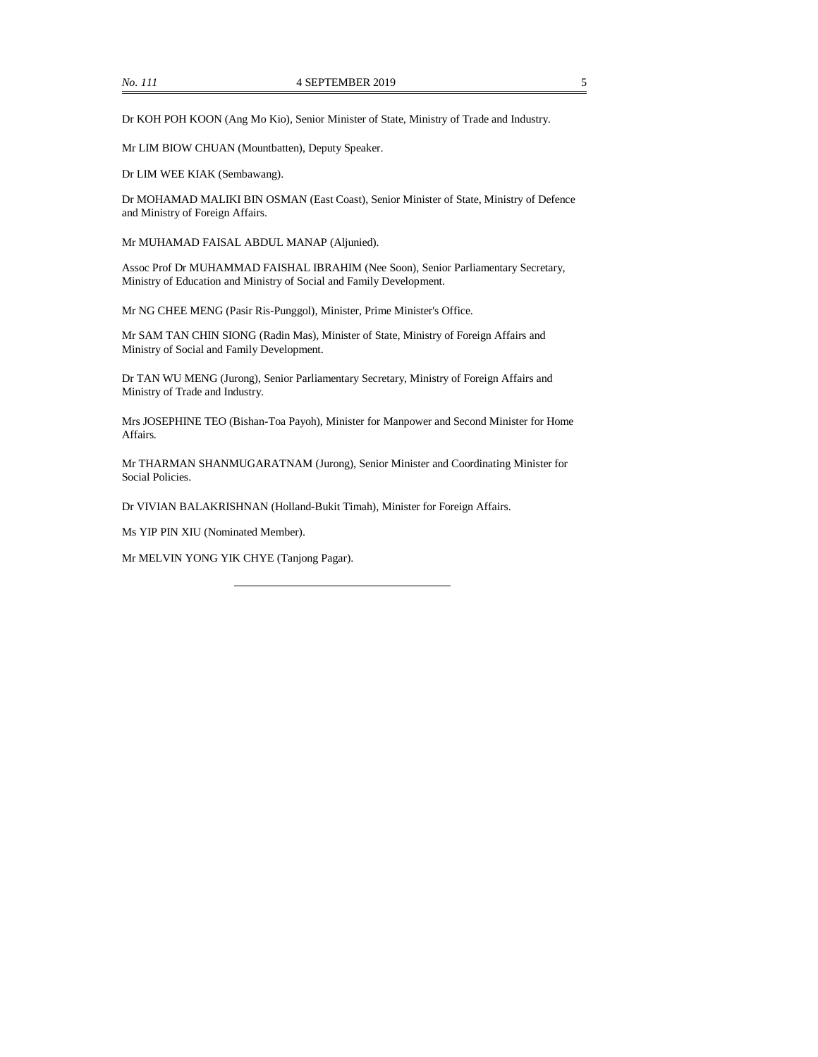Dr KOH POH KOON (Ang Mo Kio), Senior Minister of State, Ministry of Trade and Industry.

Mr LIM BIOW CHUAN (Mountbatten), Deputy Speaker.

Dr LIM WEE KIAK (Sembawang).

Dr MOHAMAD MALIKI BIN OSMAN (East Coast), Senior Minister of State, Ministry of Defence and Ministry of Foreign Affairs.

Mr MUHAMAD FAISAL ABDUL MANAP (Aljunied).

Assoc Prof Dr MUHAMMAD FAISHAL IBRAHIM (Nee Soon), Senior Parliamentary Secretary, Ministry of Education and Ministry of Social and Family Development.

Mr NG CHEE MENG (Pasir Ris-Punggol), Minister, Prime Minister's Office.

Mr SAM TAN CHIN SIONG (Radin Mas), Minister of State, Ministry of Foreign Affairs and Ministry of Social and Family Development.

Dr TAN WU MENG (Jurong), Senior Parliamentary Secretary, Ministry of Foreign Affairs and Ministry of Trade and Industry.

Mrs JOSEPHINE TEO (Bishan-Toa Payoh), Minister for Manpower and Second Minister for Home Affairs.

Mr THARMAN SHANMUGARATNAM (Jurong), Senior Minister and Coordinating Minister for Social Policies.

Dr VIVIAN BALAKRISHNAN (Holland-Bukit Timah), Minister for Foreign Affairs.

Ms YIP PIN XIU (Nominated Member).

Mr MELVIN YONG YIK CHYE (Tanjong Pagar).

---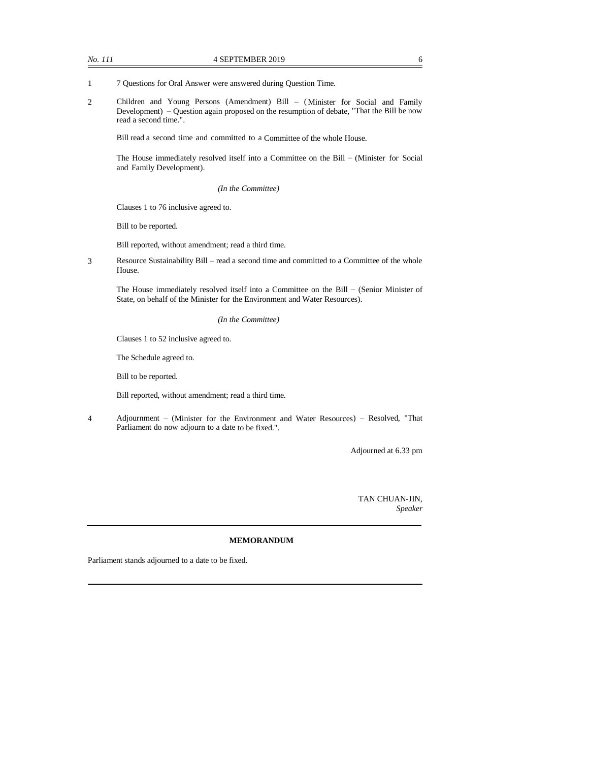1 7 Questions for Oral Answer were answered during Question Time.

2 Children and Young Persons (Amendment) Bill – (Minister for Social and Family Development) – Question again proposed on the resumption of debate, "That the Bill be now read a second time.".

Bill read a second time and committed to a Committee of the whole House.

The House immediately resolved itself into a Committee on the Bill – (Minister for Social and Family Development).

*(In the Committee)*

Clauses 1 to 76 inclusive agreed to.

Bill to be reported.

Bill reported, without amendment; read a third time.

3 Resource Sustainability Bill – read a second time and committed to a Committee of the whole House.

The House immediately resolved itself into a Committee on the Bill – (Senior Minister of State, on behalf of the Minister for the Environment and Water Resources).

*(In the Committee)*

Clauses 1 to 52 inclusive agreed to.

The Schedule agreed to.

Bill to be reported.

Bill reported, without amendment; read a third time.

4 Adjournment – (Minister for the Environment and Water Resources) – Resolved, "That Parliament do now adjourn to a date to be fixed.".

Adjourned at 6.33 pm

TAN CHUAN-JIN,
*Speaker*

---

**MEMORANDUM**

Parliament stands adjourned to a date to be fixed.

---